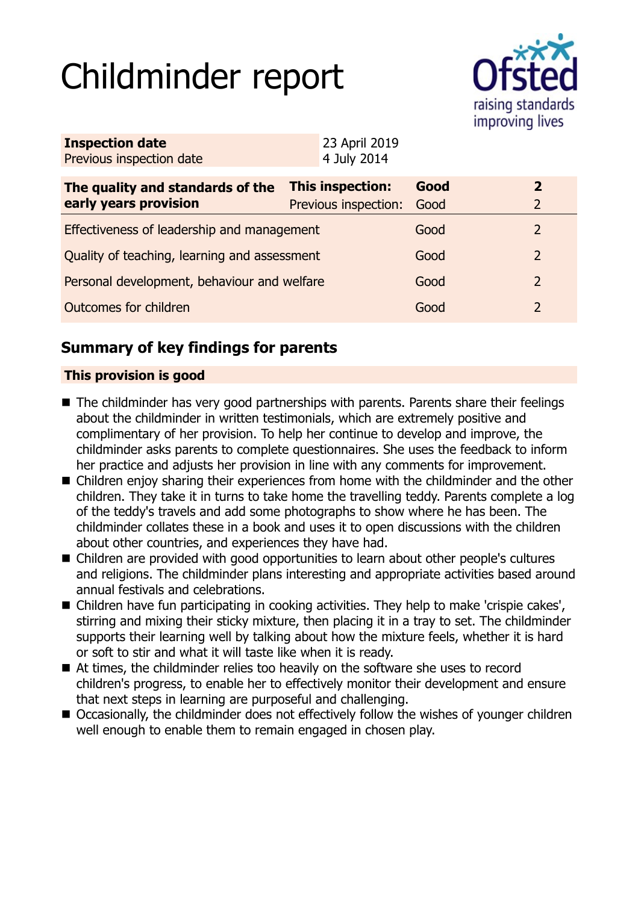# Childminder report

| **Inspection date** | 23 April 2019 |
| --- | --- |
| Previous inspection date | 4 July 2014 |

| **The quality and standards of the early years provision** | **This inspection:** | **Good** | **2** |
| --- | --- | --- | --- |
| | Previous inspection: | Good | 2 |
| Effectiveness of leadership and management | | Good | 2 |
| Quality of teaching, learning and assessment | | Good | 2 |
| Personal development, behaviour and welfare | | Good | 2 |
| Outcomes for children | | Good | 2 |

## Summary of key findings for parents

**This provision is good**

- The childminder has very good partnerships with parents. Parents share their feelings about the childminder in written testimonials, which are extremely positive and complimentary of her provision. To help her continue to develop and improve, the childminder asks parents to complete questionnaires. She uses the feedback to inform her practice and adjusts her provision in line with any comments for improvement.
- Children enjoy sharing their experiences from home with the childminder and the other children. They take it in turns to take home the travelling teddy. Parents complete a log of the teddy's travels and add some photographs to show where he has been. The childminder collates these in a book and uses it to open discussions with the children about other countries, and experiences they have had.
- Children are provided with good opportunities to learn about other people's cultures and religions. The childminder plans interesting and appropriate activities based around annual festivals and celebrations.
- Children have fun participating in cooking activities. They help to make 'crispie cakes', stirring and mixing their sticky mixture, then placing it in a tray to set. The childminder supports their learning well by talking about how the mixture feels, whether it is hard or soft to stir and what it will taste like when it is ready.
- At times, the childminder relies too heavily on the software she uses to record children's progress, to enable her to effectively monitor their development and ensure that next steps in learning are purposeful and challenging.
- Occasionally, the childminder does not effectively follow the wishes of younger children well enough to enable them to remain engaged in chosen play.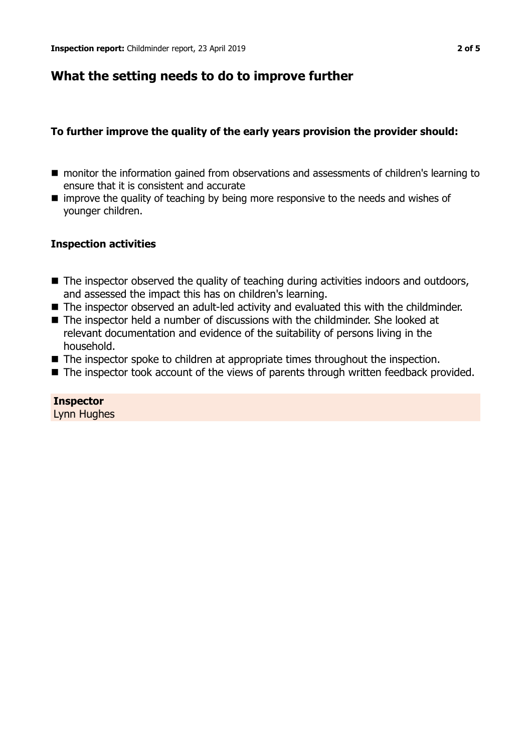## What the setting needs to do to improve further

### To further improve the quality of the early years provision the provider should:

- monitor the information gained from observations and assessments of children's learning to ensure that it is consistent and accurate
- improve the quality of teaching by being more responsive to the needs and wishes of younger children.

### Inspection activities

- The inspector observed the quality of teaching during activities indoors and outdoors, and assessed the impact this has on children's learning.
- The inspector observed an adult-led activity and evaluated this with the childminder.
- The inspector held a number of discussions with the childminder. She looked at relevant documentation and evidence of the suitability of persons living in the household.
- The inspector spoke to children at appropriate times throughout the inspection.
- The inspector took account of the views of parents through written feedback provided.

**Inspector**
Lynn Hughes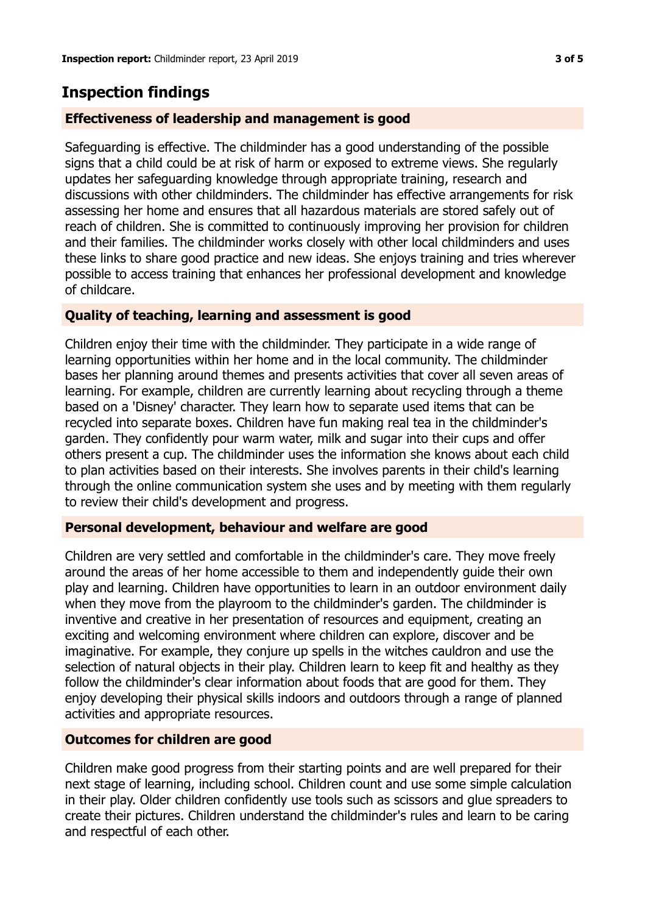# Inspection findings

## Effectiveness of leadership and management is good

Safeguarding is effective. The childminder has a good understanding of the possible signs that a child could be at risk of harm or exposed to extreme views. She regularly updates her safeguarding knowledge through appropriate training, research and discussions with other childminders. The childminder has effective arrangements for risk assessing her home and ensures that all hazardous materials are stored safely out of reach of children. She is committed to continuously improving her provision for children and their families. The childminder works closely with other local childminders and uses these links to share good practice and new ideas. She enjoys training and tries wherever possible to access training that enhances her professional development and knowledge of childcare.

## Quality of teaching, learning and assessment is good

Children enjoy their time with the childminder. They participate in a wide range of learning opportunities within her home and in the local community. The childminder bases her planning around themes and presents activities that cover all seven areas of learning. For example, children are currently learning about recycling through a theme based on a 'Disney' character. They learn how to separate used items that can be recycled into separate boxes. Children have fun making real tea in the childminder's garden. They confidently pour warm water, milk and sugar into their cups and offer others present a cup. The childminder uses the information she knows about each child to plan activities based on their interests. She involves parents in their child's learning through the online communication system she uses and by meeting with them regularly to review their child's development and progress.

## Personal development, behaviour and welfare are good

Children are very settled and comfortable in the childminder's care. They move freely around the areas of her home accessible to them and independently guide their own play and learning. Children have opportunities to learn in an outdoor environment daily when they move from the playroom to the childminder's garden. The childminder is inventive and creative in her presentation of resources and equipment, creating an exciting and welcoming environment where children can explore, discover and be imaginative. For example, they conjure up spells in the witches cauldron and use the selection of natural objects in their play. Children learn to keep fit and healthy as they follow the childminder's clear information about foods that are good for them. They enjoy developing their physical skills indoors and outdoors through a range of planned activities and appropriate resources.

## Outcomes for children are good

Children make good progress from their starting points and are well prepared for their next stage of learning, including school. Children count and use some simple calculation in their play. Older children confidently use tools such as scissors and glue spreaders to create their pictures. Children understand the childminder's rules and learn to be caring and respectful of each other.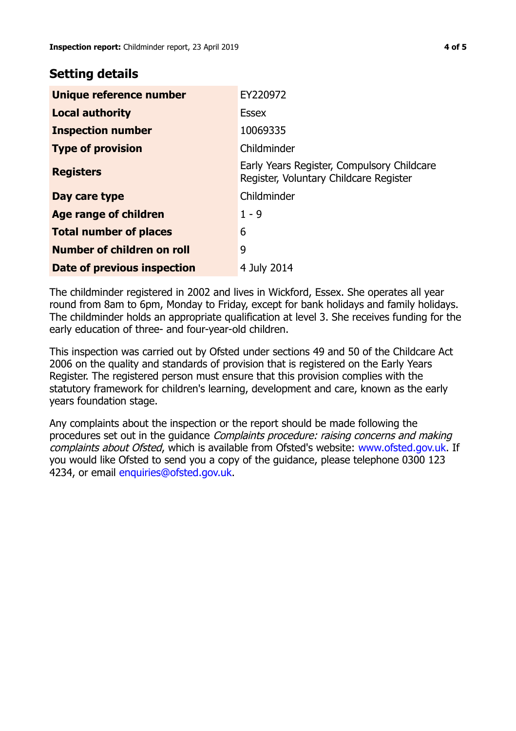## Setting details

| | |
|---|---|
| **Unique reference number** | EY220972 |
| **Local authority** | Essex |
| **Inspection number** | 10069335 |
| **Type of provision** | Childminder |
| **Registers** | Early Years Register, Compulsory Childcare Register, Voluntary Childcare Register |
| **Day care type** | Childminder |
| **Age range of children** | 1 - 9 |
| **Total number of places** | 6 |
| **Number of children on roll** | 9 |
| **Date of previous inspection** | 4 July 2014 |

The childminder registered in 2002 and lives in Wickford, Essex. She operates all year round from 8am to 6pm, Monday to Friday, except for bank holidays and family holidays. The childminder holds an appropriate qualification at level 3. She receives funding for the early education of three- and four-year-old children.

This inspection was carried out by Ofsted under sections 49 and 50 of the Childcare Act 2006 on the quality and standards of provision that is registered on the Early Years Register. The registered person must ensure that this provision complies with the statutory framework for children's learning, development and care, known as the early years foundation stage.

Any complaints about the inspection or the report should be made following the procedures set out in the guidance *Complaints procedure: raising concerns and making complaints about Ofsted*, which is available from Ofsted's website: www.ofsted.gov.uk. If you would like Ofsted to send you a copy of the guidance, please telephone 0300 123 4234, or email enquiries@ofsted.gov.uk.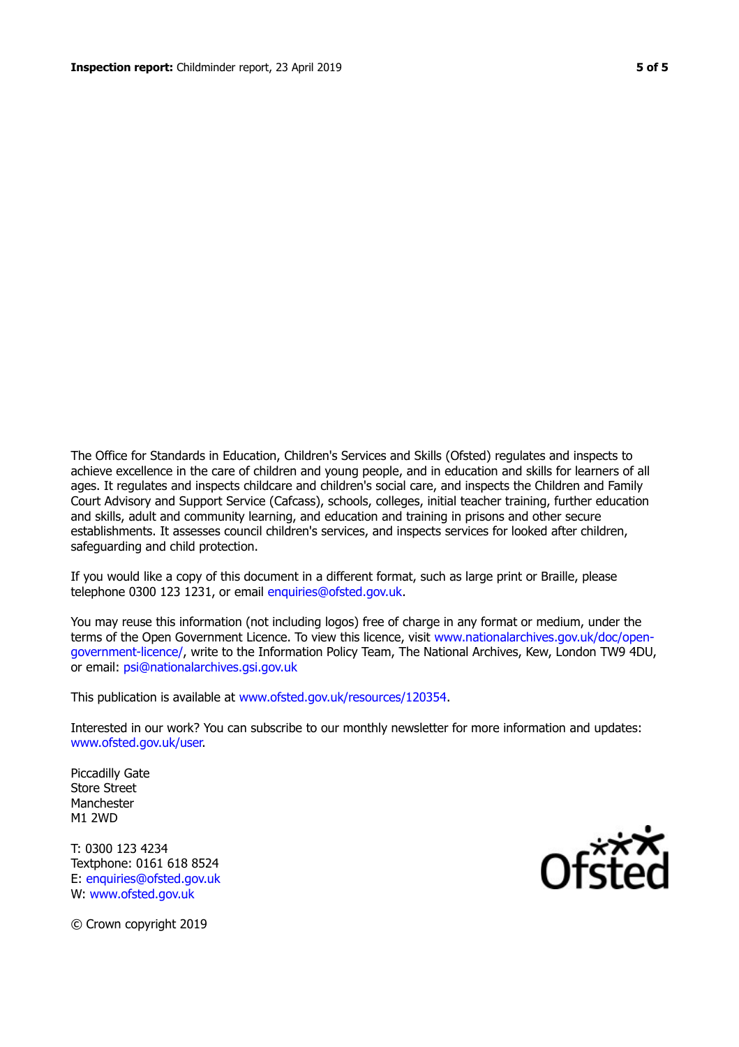The Office for Standards in Education, Children's Services and Skills (Ofsted) regulates and inspects to achieve excellence in the care of children and young people, and in education and skills for learners of all ages. It regulates and inspects childcare and children's social care, and inspects the Children and Family Court Advisory and Support Service (Cafcass), schools, colleges, initial teacher training, further education and skills, adult and community learning, and education and training in prisons and other secure establishments. It assesses council children's services, and inspects services for looked after children, safeguarding and child protection.

If you would like a copy of this document in a different format, such as large print or Braille, please telephone 0300 123 1231, or email enquiries@ofsted.gov.uk.

You may reuse this information (not including logos) free of charge in any format or medium, under the terms of the Open Government Licence. To view this licence, visit www.nationalarchives.gov.uk/doc/open-government-licence/, write to the Information Policy Team, The National Archives, Kew, London TW9 4DU, or email: psi@nationalarchives.gsi.gov.uk

This publication is available at www.ofsted.gov.uk/resources/120354.

Interested in our work? You can subscribe to our monthly newsletter for more information and updates: www.ofsted.gov.uk/user.

Piccadilly Gate
Store Street
Manchester
M1 2WD

T: 0300 123 4234
Textphone: 0161 618 8524
E: enquiries@ofsted.gov.uk
W: www.ofsted.gov.uk

© Crown copyright 2019